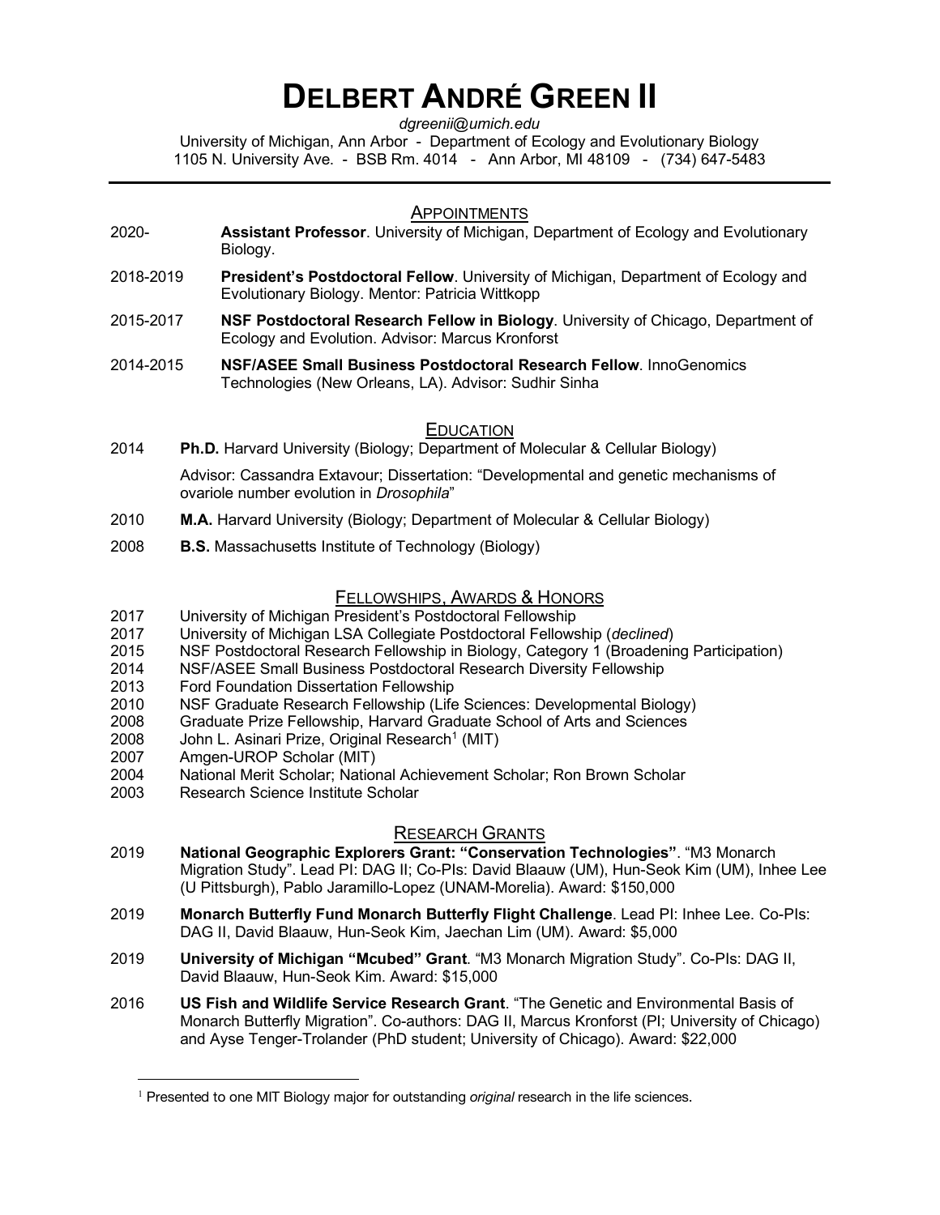# DELBERT ANDRÉ GREEN II

*dgreenii@umich.edu*

University of Michigan, Ann Arbor - Department of Ecology and Evolutionary Biology
1105 N. University Ave. - BSB Rm. 4014 - Ann Arbor, MI 48109 - (734) 647-5483

## APPOINTMENTS

2020- **Assistant Professor**. University of Michigan, Department of Ecology and Evolutionary Biology.

2018-2019 **President's Postdoctoral Fellow**. University of Michigan, Department of Ecology and Evolutionary Biology. Mentor: Patricia Wittkopp

2015-2017 **NSF Postdoctoral Research Fellow in Biology**. University of Chicago, Department of Ecology and Evolution. Advisor: Marcus Kronforst

2014-2015 **NSF/ASEE Small Business Postdoctoral Research Fellow**. InnoGenomics Technologies (New Orleans, LA). Advisor: Sudhir Sinha

## EDUCATION

2014 **Ph.D.** Harvard University (Biology; Department of Molecular & Cellular Biology)

Advisor: Cassandra Extavour; Dissertation: "Developmental and genetic mechanisms of ovariole number evolution in *Drosophila*"

2010 **M.A.** Harvard University (Biology; Department of Molecular & Cellular Biology)

2008 **B.S.** Massachusetts Institute of Technology (Biology)

## FELLOWSHIPS, AWARDS & HONORS

2017 University of Michigan President's Postdoctoral Fellowship
2017 University of Michigan LSA Collegiate Postdoctoral Fellowship (*declined*)
2015 NSF Postdoctoral Research Fellowship in Biology, Category 1 (Broadening Participation)
2014 NSF/ASEE Small Business Postdoctoral Research Diversity Fellowship
2013 Ford Foundation Dissertation Fellowship
2010 NSF Graduate Research Fellowship (Life Sciences: Developmental Biology)
2008 Graduate Prize Fellowship, Harvard Graduate School of Arts and Sciences
2008 John L. Asinari Prize, Original Research[1] (MIT)
2007 Amgen-UROP Scholar (MIT)
2004 National Merit Scholar; National Achievement Scholar; Ron Brown Scholar
2003 Research Science Institute Scholar

## RESEARCH GRANTS

2019 **National Geographic Explorers Grant: "Conservation Technologies"**. "M3 Monarch Migration Study". Lead PI: DAG II; Co-PIs: David Blaauw (UM), Hun-Seok Kim (UM), Inhee Lee (U Pittsburgh), Pablo Jaramillo-Lopez (UNAM-Morelia). Award: $150,000

2019 **Monarch Butterfly Fund Monarch Butterfly Flight Challenge**. Lead PI: Inhee Lee. Co-PIs: DAG II, David Blaauw, Hun-Seok Kim, Jaechan Lim (UM). Award: $5,000

2019 **University of Michigan "Mcubed" Grant**. "M3 Monarch Migration Study". Co-PIs: DAG II, David Blaauw, Hun-Seok Kim. Award: $15,000

2016 **US Fish and Wildlife Service Research Grant**. "The Genetic and Environmental Basis of Monarch Butterfly Migration". Co-authors: DAG II, Marcus Kronforst (PI; University of Chicago) and Ayse Tenger-Trolander (PhD student; University of Chicago). Award: $22,000

---

[1] Presented to one MIT Biology major for outstanding *original* research in the life sciences.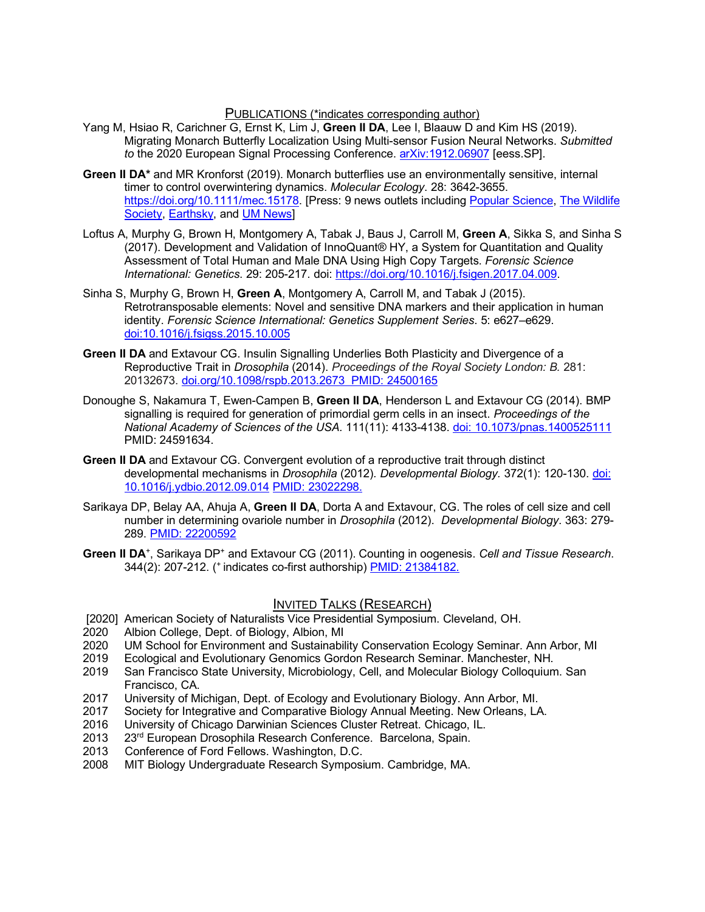## Publications (*indicates corresponding author)

Yang M, Hsiao R, Carichner G, Ernst K, Lim J, **Green II DA**, Lee I, Blaauw D and Kim HS (2019). Migrating Monarch Butterfly Localization Using Multi-sensor Fusion Neural Networks. *Submitted to* the 2020 European Signal Processing Conference. arXiv:1912.06907 [eess.SP].

**Green II DA*** and MR Kronforst (2019). Monarch butterflies use an environmentally sensitive, internal timer to control overwintering dynamics. *Molecular Ecology*. 28: 3642-3655. https://doi.org/10.1111/mec.15178. [Press: 9 news outlets including Popular Science, The Wildlife Society, Earthsky, and UM News]

Loftus A, Murphy G, Brown H, Montgomery A, Tabak J, Baus J, Carroll M, **Green A**, Sikka S, and Sinha S (2017). Development and Validation of InnoQuant® HY, a System for Quantitation and Quality Assessment of Total Human and Male DNA Using High Copy Targets. *Forensic Science International: Genetics*. 29: 205-217. doi: https://doi.org/10.1016/j.fsigen.2017.04.009.

Sinha S, Murphy G, Brown H, **Green A**, Montgomery A, Carroll M, and Tabak J (2015). Retrotransposable elements: Novel and sensitive DNA markers and their application in human identity. *Forensic Science International: Genetics Supplement Series*. 5: e627–e629. doi:10.1016/j.fsigss.2015.10.005

**Green II DA** and Extavour CG. Insulin Signalling Underlies Both Plasticity and Divergence of a Reproductive Trait in *Drosophila* (2014). *Proceedings of the Royal Society London: B.* 281: 20132673. doi.org/10.1098/rspb.2013.2673 PMID: 24500165

Donoughe S, Nakamura T, Ewen-Campen B, **Green II DA**, Henderson L and Extavour CG (2014). BMP signalling is required for generation of primordial germ cells in an insect. *Proceedings of the National Academy of Sciences of the USA.* 111(11): 4133-4138. doi: 10.1073/pnas.1400525111 PMID: 24591634.

**Green II DA** and Extavour CG. Convergent evolution of a reproductive trait through distinct developmental mechanisms in *Drosophila* (2012). *Developmental Biology.* 372(1): 120-130. doi: 10.1016/j.ydbio.2012.09.014 PMID: 23022298.

Sarikaya DP, Belay AA, Ahuja A, **Green II DA**, Dorta A and Extavour, CG. The roles of cell size and cell number in determining ovariole number in *Drosophila* (2012). *Developmental Biology*. 363: 279-289. PMID: 22200592

**Green II DA**[+], Sarikaya DP[+] and Extavour CG (2011). Counting in oogenesis. *Cell and Tissue Research*. 344(2): 207-212. ([+] indicates co-first authorship) PMID: 21384182.

## Invited Talks (Research)

- [2020] American Society of Naturalists Vice Presidential Symposium. Cleveland, OH.
- 2020 Albion College, Dept. of Biology, Albion, MI
- 2020 UM School for Environment and Sustainability Conservation Ecology Seminar. Ann Arbor, MI
- 2019 Ecological and Evolutionary Genomics Gordon Research Seminar. Manchester, NH.
- 2019 San Francisco State University, Microbiology, Cell, and Molecular Biology Colloquium. San Francisco, CA.
- 2017 University of Michigan, Dept. of Ecology and Evolutionary Biology. Ann Arbor, MI.
- 2017 Society for Integrative and Comparative Biology Annual Meeting. New Orleans, LA.
- 2016 University of Chicago Darwinian Sciences Cluster Retreat. Chicago, IL.
- 2013 23rd European Drosophila Research Conference. Barcelona, Spain.
- 2013 Conference of Ford Fellows. Washington, D.C.
- 2008 MIT Biology Undergraduate Research Symposium. Cambridge, MA.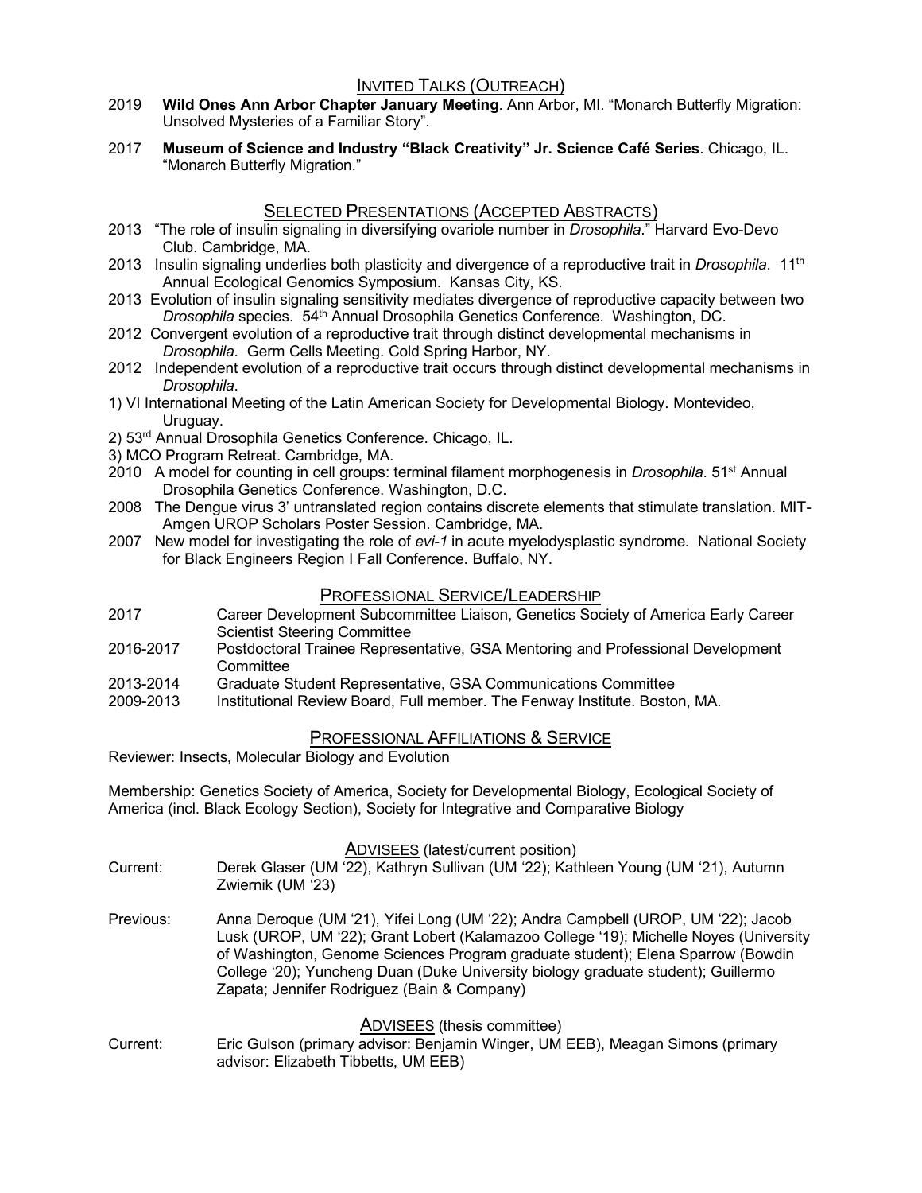## Invited Talks (Outreach)

2019 **Wild Ones Ann Arbor Chapter January Meeting**. Ann Arbor, MI. "Monarch Butterfly Migration: Unsolved Mysteries of a Familiar Story".

2017 **Museum of Science and Industry "Black Creativity" Jr. Science Café Series**. Chicago, IL. "Monarch Butterfly Migration."

## Selected Presentations (Accepted Abstracts)

2013 "The role of insulin signaling in diversifying ovariole number in *Drosophila*." Harvard Evo-Devo Club. Cambridge, MA.

2013 Insulin signaling underlies both plasticity and divergence of a reproductive trait in *Drosophila*. 11th Annual Ecological Genomics Symposium. Kansas City, KS.

2013 Evolution of insulin signaling sensitivity mediates divergence of reproductive capacity between two *Drosophila* species. 54th Annual Drosophila Genetics Conference. Washington, DC.

2012 Convergent evolution of a reproductive trait through distinct developmental mechanisms in *Drosophila*. Germ Cells Meeting. Cold Spring Harbor, NY.

2012 Independent evolution of a reproductive trait occurs through distinct developmental mechanisms in *Drosophila*.

1) VI International Meeting of the Latin American Society for Developmental Biology. Montevideo, Uruguay.
2) 53rd Annual Drosophila Genetics Conference. Chicago, IL.
3) MCO Program Retreat. Cambridge, MA.

2010 A model for counting in cell groups: terminal filament morphogenesis in *Drosophila*. 51st Annual Drosophila Genetics Conference. Washington, D.C.

2008 The Dengue virus 3' untranslated region contains discrete elements that stimulate translation. MIT-Amgen UROP Scholars Poster Session. Cambridge, MA.

2007 New model for investigating the role of *evi-1* in acute myelodysplastic syndrome. National Society for Black Engineers Region I Fall Conference. Buffalo, NY.

## Professional Service/Leadership

2017 Career Development Subcommittee Liaison, Genetics Society of America Early Career Scientist Steering Committee

2016-2017 Postdoctoral Trainee Representative, GSA Mentoring and Professional Development Committee

2013-2014 Graduate Student Representative, GSA Communications Committee

2009-2013 Institutional Review Board, Full member. The Fenway Institute. Boston, MA.

## Professional Affiliations & Service

Reviewer: Insects, Molecular Biology and Evolution

Membership: Genetics Society of America, Society for Developmental Biology, Ecological Society of America (incl. Black Ecology Section), Society for Integrative and Comparative Biology

## Advisees (latest/current position)

Current: Derek Glaser (UM '22), Kathryn Sullivan (UM '22); Kathleen Young (UM '21), Autumn Zwiernik (UM '23)

Previous: Anna Deroque (UM '21), Yifei Long (UM '22); Andra Campbell (UROP, UM '22); Jacob Lusk (UROP, UM '22); Grant Lobert (Kalamazoo College '19); Michelle Noyes (University of Washington, Genome Sciences Program graduate student); Elena Sparrow (Bowdin College '20); Yuncheng Duan (Duke University biology graduate student); Guillermo Zapata; Jennifer Rodriguez (Bain & Company)

## Advisees (thesis committee)

Current: Eric Gulson (primary advisor: Benjamin Winger, UM EEB), Meagan Simons (primary advisor: Elizabeth Tibbetts, UM EEB)